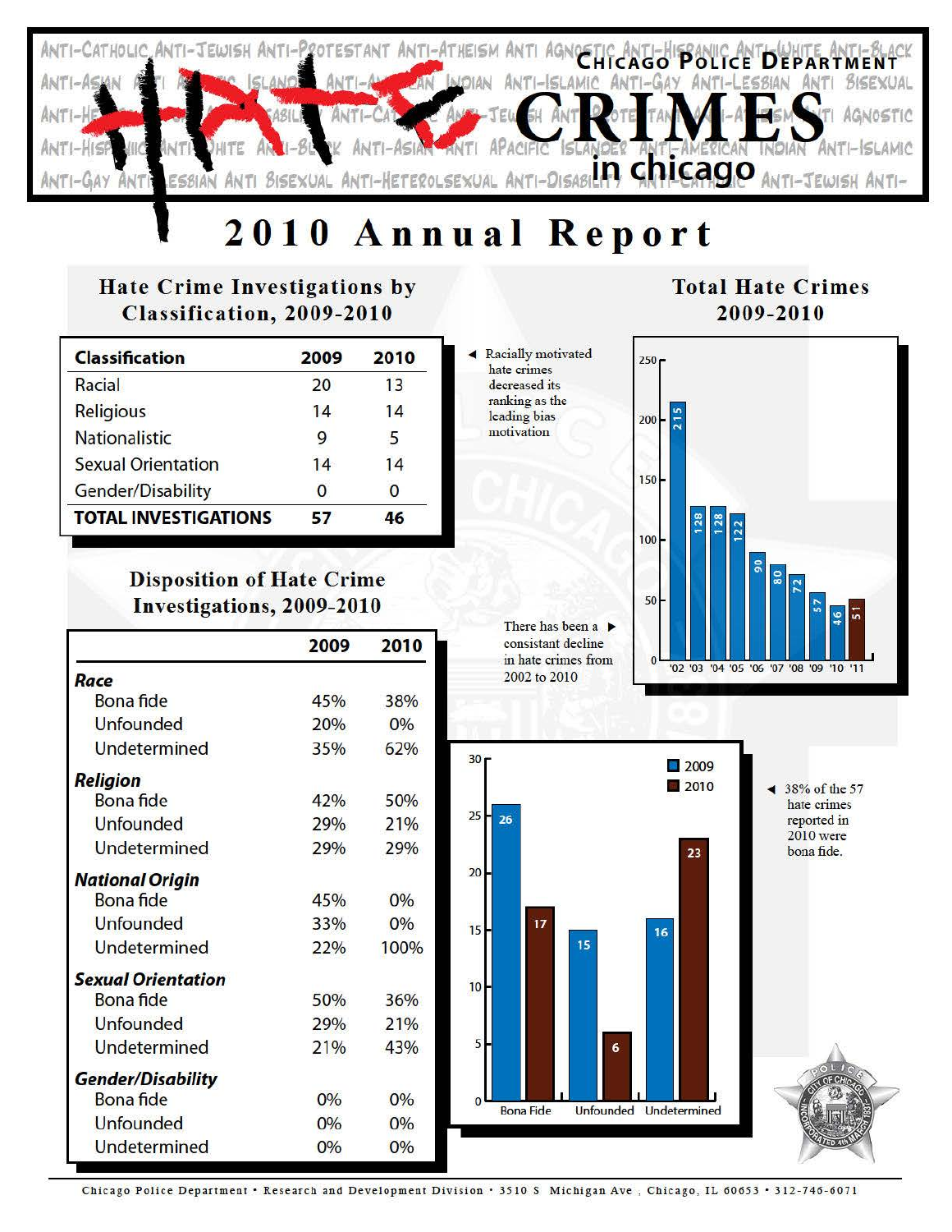# Chicago Police Department

# HATE CRIMES in chicago

ANTI-CATHOLIC ANTI-JEWISH ANTI-PROTESTANT ANTI-ATHEISM ANTI AGNOSTIC ANTI-HISPANIC ANTI-WHITE ANTI-BLACK ANTI-ASIAN ANTI-PACIFIC ISLANDER ANTI-AMERICAN INDIAN ANTI-ISLAMIC ANTI-GAY ANTI-LESBIAN ANTI BISEXUAL ANTI-HETEROSEXUAL ANTI-DISABILITY

## 2010 Annual Report

### Hate Crime Investigations by Classification, 2009-2010

| Classification | 2009 | 2010 |
|---|---|---|
| Racial | 20 | 13 |
| Religious | 14 | 14 |
| Nationalistic | 9 | 5 |
| Sexual Orientation | 14 | 14 |
| Gender/Disability | 0 | 0 |
| **TOTAL INVESTIGATIONS** | **57** | **46** |

Racially motivated hate crimes decreased its ranking as the leading bias motivation

### Total Hate Crimes 2009-2010

| Year | '02 | '03 | '04 | '05 | '06 | '07 | '08 | '09 | '10 | '11 |
|---|---|---|---|---|---|---|---|---|---|---|
| Total | 215 | 128 | 128 | 122 | 90 | 80 | 72 | 57 | 46 | 51 |

There has been a consistant decline in hate crimes from 2002 to 2010

### Disposition of Hate Crime Investigations, 2009-2010

| | 2009 | 2010 |
|---|---|---|
| ***Race*** | | |
| Bona fide | 45% | 38% |
| Unfounded | 20% | 0% |
| Undetermined | 35% | 62% |
| ***Religion*** | | |
| Bona fide | 42% | 50% |
| Unfounded | 29% | 21% |
| Undetermined | 29% | 29% |
| ***National Origin*** | | |
| Bona fide | 45% | 0% |
| Unfounded | 33% | 0% |
| Undetermined | 22% | 100% |
| ***Sexual Orientation*** | | |
| Bona fide | 50% | 36% |
| Unfounded | 29% | 21% |
| Undetermined | 21% | 43% |
| ***Gender/Disability*** | | |
| Bona fide | 0% | 0% |
| Unfounded | 0% | 0% |
| Undetermined | 0% | 0% |

| | Bona Fide | Unfounded | Undetermined |
|---|---|---|---|
| 2009 | 26 | 15 | 16 |
| 2010 | 17 | 6 | 23 |

38% of the 57 hate crimes reported in 2010 were bona fide.

Chicago Police Department • Research and Development Division • 3510 S Michigan Ave, Chicago, IL 60653 • 312-745-6071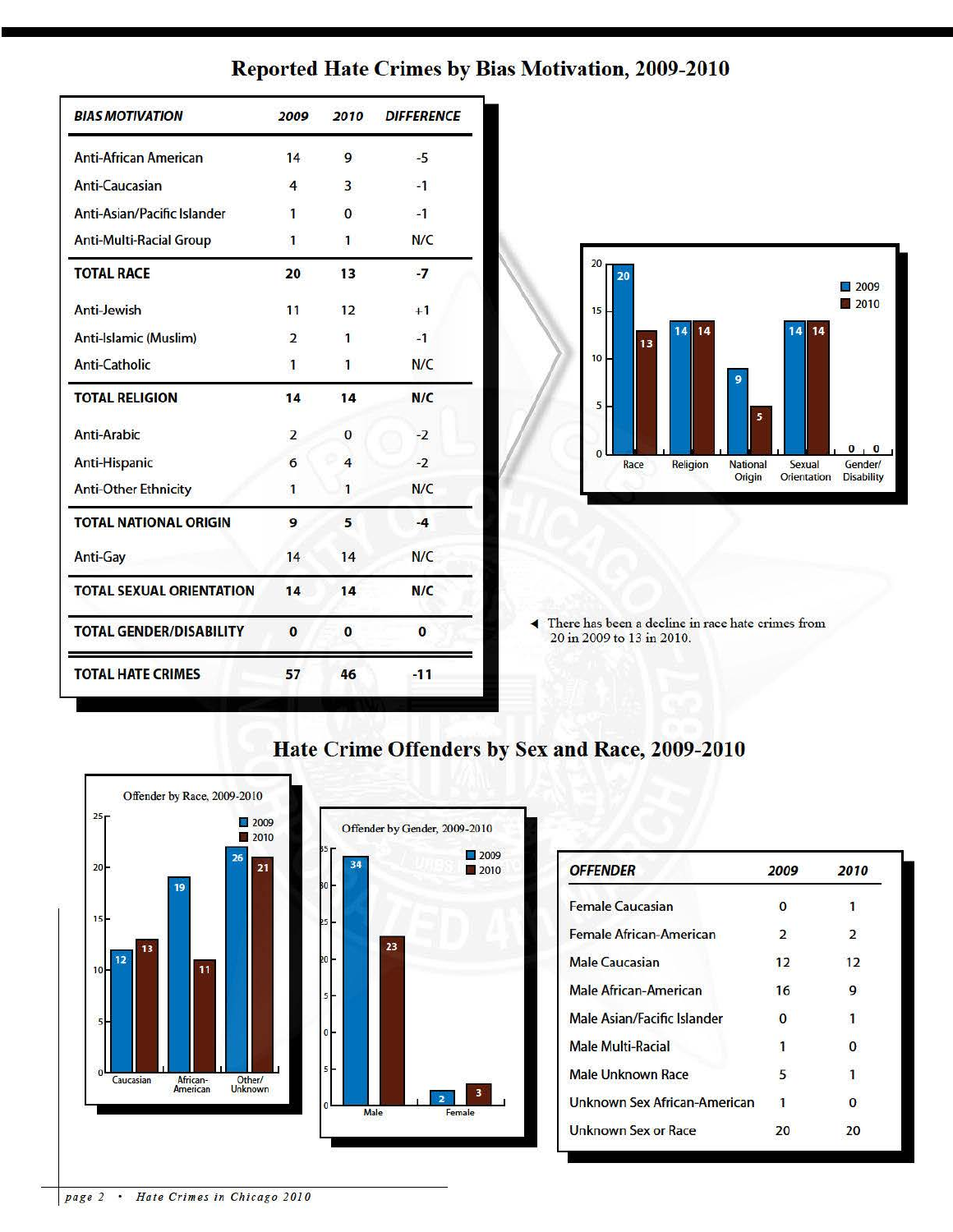## Reported Hate Crimes by Bias Motivation, 2009-2010

| BIAS MOTIVATION | 2009 | 2010 | DIFFERENCE |
|---|---|---|---|
| Anti-African American | 14 | 9 | -5 |
| Anti-Caucasian | 4 | 3 | -1 |
| Anti-Asian/Pacific Islander | 1 | 0 | -1 |
| Anti-Multi-Racial Group | 1 | 1 | N/C |
| **TOTAL RACE** | **20** | **13** | **-7** |
| Anti-Jewish | 11 | 12 | +1 |
| Anti-Islamic (Muslim) | 2 | 1 | -1 |
| Anti-Catholic | 1 | 1 | N/C |
| **TOTAL RELIGION** | **14** | **14** | **N/C** |
| Anti-Arabic | 2 | 0 | -2 |
| Anti-Hispanic | 6 | 4 | -2 |
| Anti-Other Ethnicity | 1 | 1 | N/C |
| **TOTAL NATIONAL ORIGIN** | **9** | **5** | **-4** |
| Anti-Gay | 14 | 14 | N/C |
| **TOTAL SEXUAL ORIENTATION** | **14** | **14** | **N/C** |
| **TOTAL GENDER/DISABILITY** | **0** | **0** | **0** |
| **TOTAL HATE CRIMES** | **57** | **46** | **-11** |

| | 2009 | 2010 |
|---|---|---|
| Race | 20 | 13 |
| Religion | 14 | 14 |
| National Origin | 9 | 5 |
| Sexual Orientation | 14 | 14 |
| Gender/Disability | 0 | 0 |

◄ There has been a decline in race hate crimes from 20 in 2009 to 13 in 2010.

## Hate Crime Offenders by Sex and Race, 2009-2010

Offender by Race, 2009-2010

| | 2009 | 2010 |
|---|---|---|
| Caucasian | 12 | 13 |
| African-American | 19 | 11 |
| Other/Unknown | 26 | 21 |

Offender by Gender, 2009-2010

| | 2009 | 2010 |
|---|---|---|
| Male | 34 | 23 |
| Female | 2 | 3 |

| OFFENDER | 2009 | 2010 |
|---|---|---|
| Female Caucasian | 0 | 1 |
| Female African-American | 2 | 2 |
| Male Caucasian | 12 | 12 |
| Male African-American | 16 | 9 |
| Male Asian/Pacific Islander | 0 | 1 |
| Male Multi-Racial | 1 | 0 |
| Male Unknown Race | 5 | 1 |
| Unknown Sex African-American | 1 | 0 |
| Unknown Sex or Race | 20 | 20 |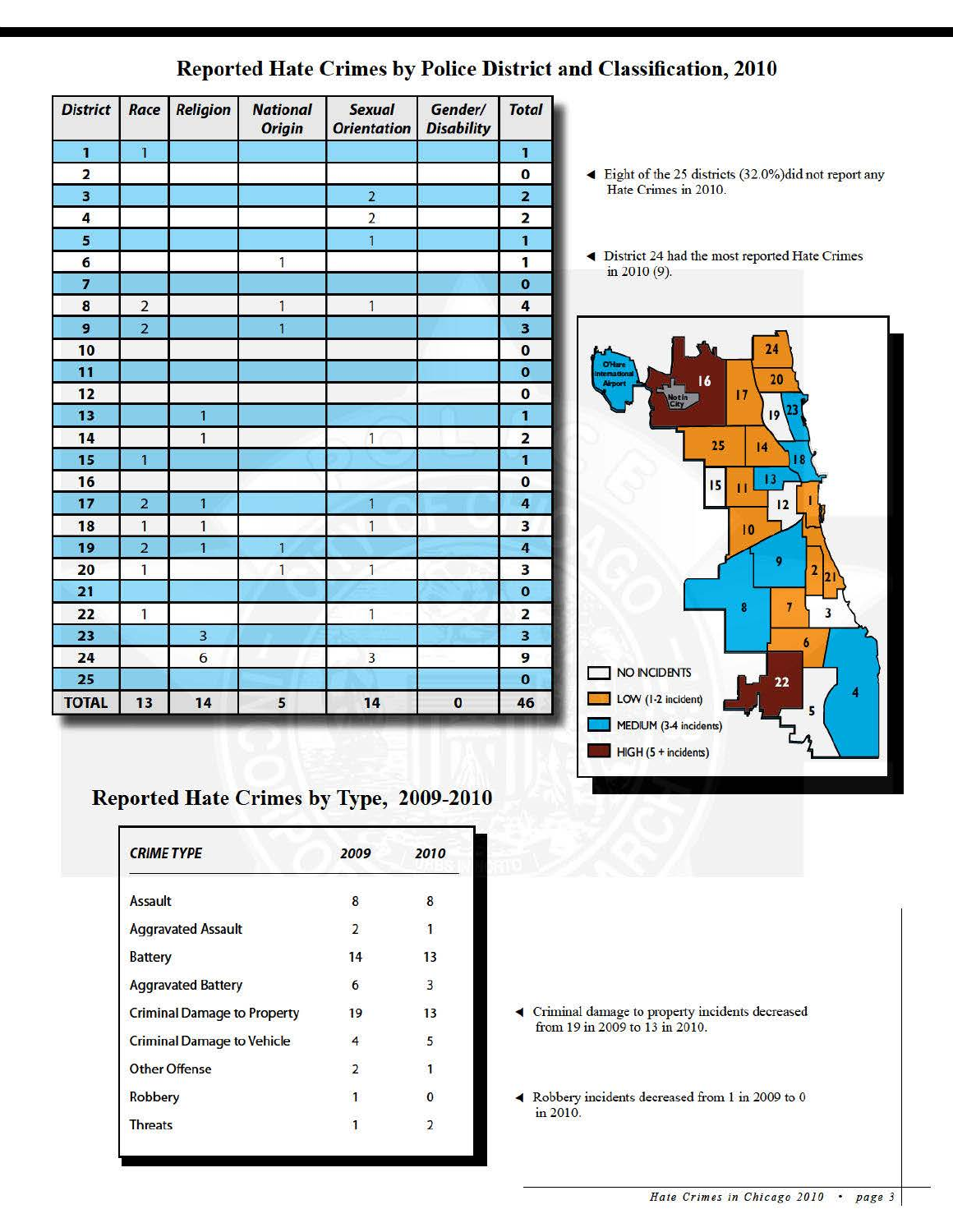## Reported Hate Crimes by Police District and Classification, 2010

| District | Race | Religion | National Origin | Sexual Orientation | Gender/ Disability | Total |
|---|---|---|---|---|---|---|
| 1 | 1 | | | | | 1 |
| 2 | | | | | | 0 |
| 3 | | | | 2 | | 2 |
| 4 | | | | 2 | | 2 |
| 5 | | | | 1 | | 1 |
| 6 | | | 1 | | | 1 |
| 7 | | | | | | 0 |
| 8 | 2 | | 1 | 1 | | 4 |
| 9 | 2 | | 1 | | | 3 |
| 10 | | | | | | 0 |
| 11 | | | | | | 0 |
| 12 | | | | | | 0 |
| 13 | | 1 | | | | 1 |
| 14 | | 1 | | 1 | | 2 |
| 15 | 1 | | | | | 1 |
| 16 | | | | | | 0 |
| 17 | 2 | 1 | | 1 | | 4 |
| 18 | 1 | 1 | | 1 | | 3 |
| 19 | 2 | 1 | 1 | | | 4 |
| 20 | 1 | | 1 | 1 | | 3 |
| 21 | | | | | | 0 |
| 22 | 1 | | | 1 | | 2 |
| 23 | | 3 | | | | 3 |
| 24 | | 6 | | 3 | | 9 |
| 25 | | | | | | 0 |
| TOTAL | 13 | 14 | 5 | 14 | 0 | 46 |

◄ Eight of the 25 districts (32.0%) did not report any Hate Crimes in 2010.

◄ District 24 had the most reported Hate Crimes in 2010 (9).

NO INCIDENTS

LOW (1-2 incident)

MEDIUM (3-4 incidents)

HIGH (5 + incidents)

## Reported Hate Crimes by Type, 2009-2010

| CRIME TYPE | 2009 | 2010 |
|---|---|---|
| Assault | 8 | 8 |
| Aggravated Assault | 2 | 1 |
| Battery | 14 | 13 |
| Aggravated Battery | 6 | 3 |
| Criminal Damage to Property | 19 | 13 |
| Criminal Damage to Vehicle | 4 | 5 |
| Other Offense | 2 | 1 |
| Robbery | 1 | 0 |
| Threats | 1 | 2 |

◄ Criminal damage to property incidents decreased from 19 in 2009 to 13 in 2010.

◄ Robbery incidents decreased from 1 in 2009 to 0 in 2010.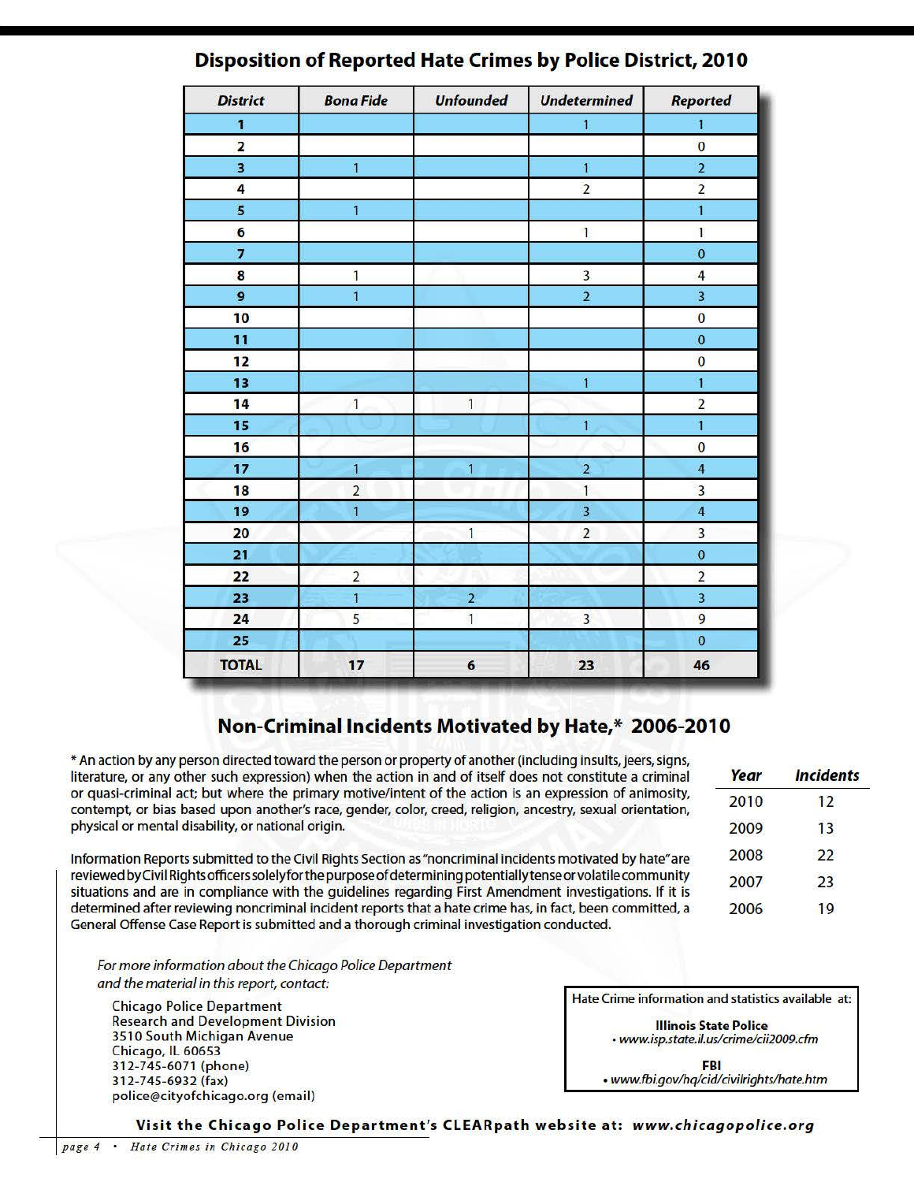## Disposition of Reported Hate Crimes by Police District, 2010

| District | Bona Fide | Unfounded | Undetermined | Reported |
|---|---|---|---|---|
| 1 | | | 1 | 1 |
| 2 | | | | 0 |
| 3 | 1 | | 1 | 2 |
| 4 | | | 2 | 2 |
| 5 | 1 | | | 1 |
| 6 | | | 1 | 1 |
| 7 | | | | 0 |
| 8 | 1 | | 3 | 4 |
| 9 | 1 | | 2 | 3 |
| 10 | | | | 0 |
| 11 | | | | 0 |
| 12 | | | | 0 |
| 13 | | | 1 | 1 |
| 14 | 1 | 1 | | 2 |
| 15 | | | 1 | 1 |
| 16 | | | | 0 |
| 17 | 1 | 1 | 2 | 4 |
| 18 | 2 | | 1 | 3 |
| 19 | 1 | | 3 | 4 |
| 20 | | 1 | 2 | 3 |
| 21 | | | | 0 |
| 22 | 2 | | | 2 |
| 23 | 1 | 2 | | 3 |
| 24 | 5 | 1 | 3 | 9 |
| 25 | | | | 0 |
| **TOTAL** | **17** | **6** | **23** | **46** |

## Non-Criminal Incidents Motivated by Hate,* 2006-2010

* An action by any person directed toward the person or property of another (including insults, jeers, signs, literature, or any other such expression) when the action in and of itself does not constitute a criminal or quasi-criminal act; but where the primary motive/intent of the action is an expression of animosity, contempt, or bias based upon another's race, gender, color, creed, religion, ancestry, sexual orientation, physical or mental disability, or national origin.

Information Reports submitted to the Civil Rights Section as "noncriminal incidents motivated by hate" are reviewed by Civil Rights officers solely for the purpose of determining potentially tense or volatile community situations and are in compliance with the guidelines regarding First Amendment investigations. If it is determined after reviewing noncriminal incident reports that a hate crime has, in fact, been committed, a General Offense Case Report is submitted and a thorough criminal investigation conducted.

| Year | Incidents |
|---|---|
| 2010 | 12 |
| 2009 | 13 |
| 2008 | 22 |
| 2007 | 23 |
| 2006 | 19 |

*For more information about the Chicago Police Department and the material in this report, contact:*

Chicago Police Department
Research and Development Division
3510 South Michigan Avenue
Chicago, IL 60653
312-745-6071 (phone)
312-745-6932 (fax)
police@cityofchicago.org (email)

Hate Crime information and statistics available at:

**Illinois State Police**
• *www.isp.state.il.us/crime/cii2009.cfm*

**FBI**
• *www.fbi.gov/hq/cid/civilrights/hate.htm*

**Visit the Chicago Police Department's CLEARpath website at: *www.chicagopolice.org***